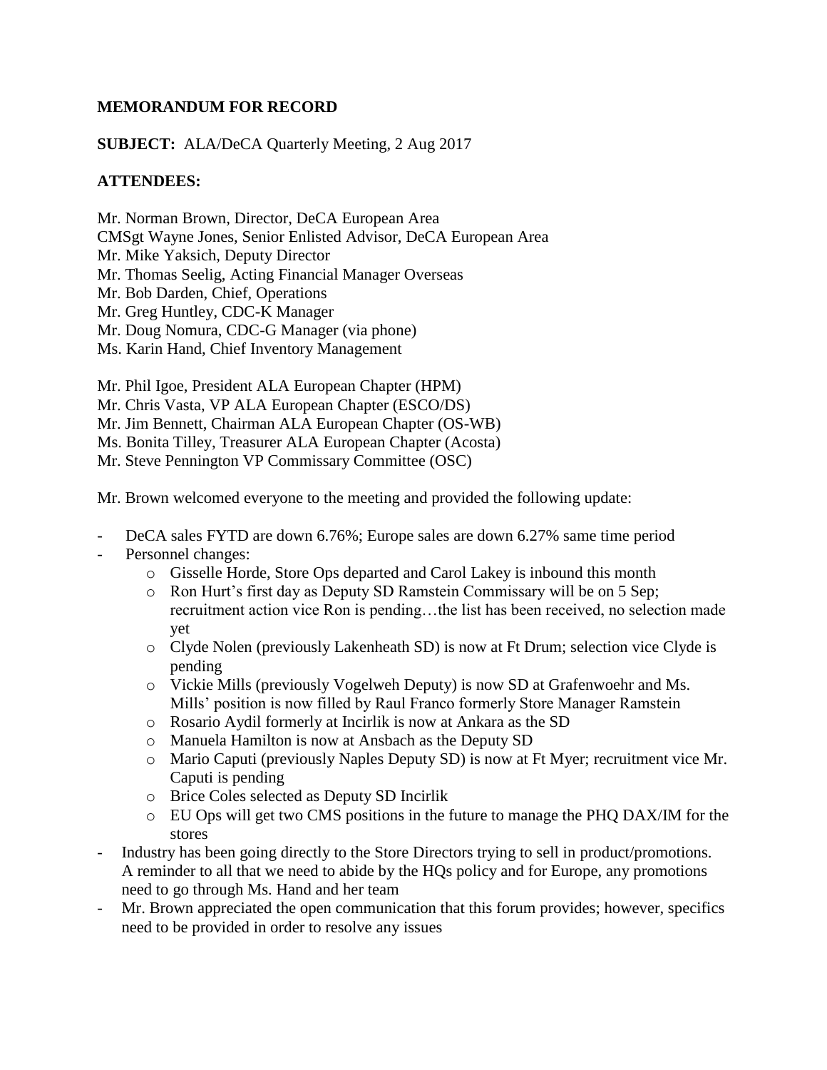**MEMORANDUM FOR RECORD**

**SUBJECT:** ALA/DeCA Quarterly Meeting, 2 Aug 2017

**ATTENDEES:**

Mr. Norman Brown, Director, DeCA European Area
CMSgt Wayne Jones, Senior Enlisted Advisor, DeCA European Area
Mr. Mike Yaksich, Deputy Director
Mr. Thomas Seelig, Acting Financial Manager Overseas
Mr. Bob Darden, Chief, Operations
Mr. Greg Huntley, CDC-K Manager
Mr. Doug Nomura, CDC-G Manager (via phone)
Ms. Karin Hand, Chief Inventory Management

Mr. Phil Igoe, President ALA European Chapter (HPM)
Mr. Chris Vasta, VP ALA European Chapter (ESCO/DS)
Mr. Jim Bennett, Chairman ALA European Chapter (OS-WB)
Ms. Bonita Tilley, Treasurer ALA European Chapter (Acosta)
Mr. Steve Pennington VP Commissary Committee (OSC)

Mr. Brown welcomed everyone to the meeting and provided the following update:

- DeCA sales FYTD are down 6.76%; Europe sales are down 6.27% same time period
- Personnel changes:
  - Gisselle Horde, Store Ops departed and Carol Lakey is inbound this month
  - Ron Hurt's first day as Deputy SD Ramstein Commissary will be on 5 Sep; recruitment action vice Ron is pending…the list has been received, no selection made yet
  - Clyde Nolen (previously Lakenheath SD) is now at Ft Drum; selection vice Clyde is pending
  - Vickie Mills (previously Vogelweh Deputy) is now SD at Grafenwoehr and Ms. Mills' position is now filled by Raul Franco formerly Store Manager Ramstein
  - Rosario Aydil formerly at Incirlik is now at Ankara as the SD
  - Manuela Hamilton is now at Ansbach as the Deputy SD
  - Mario Caputi (previously Naples Deputy SD) is now at Ft Myer; recruitment vice Mr. Caputi is pending
  - Brice Coles selected as Deputy SD Incirlik
  - EU Ops will get two CMS positions in the future to manage the PHQ DAX/IM for the stores
- Industry has been going directly to the Store Directors trying to sell in product/promotions. A reminder to all that we need to abide by the HQs policy and for Europe, any promotions need to go through Ms. Hand and her team
- Mr. Brown appreciated the open communication that this forum provides; however, specifics need to be provided in order to resolve any issues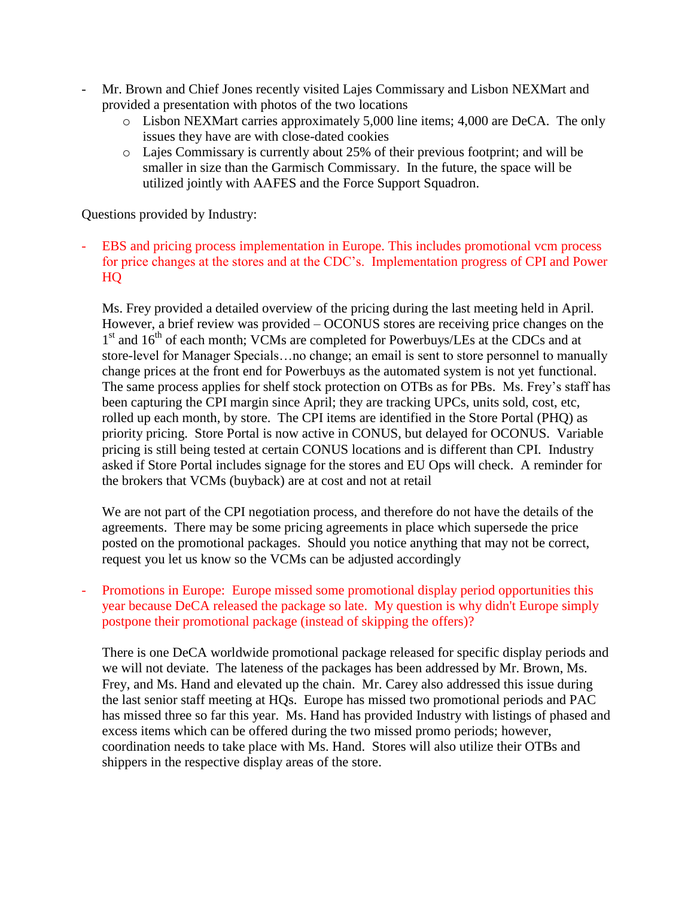- Mr. Brown and Chief Jones recently visited Lajes Commissary and Lisbon NEXMart and provided a presentation with photos of the two locations
    - Lisbon NEXMart carries approximately 5,000 line items; 4,000 are DeCA. The only issues they have are with close-dated cookies
    - Lajes Commissary is currently about 25% of their previous footprint; and will be smaller in size than the Garmisch Commissary. In the future, the space will be utilized jointly with AAFES and the Force Support Squadron.

Questions provided by Industry:

- EBS and pricing process implementation in Europe. This includes promotional vcm process for price changes at the stores and at the CDC's. Implementation progress of CPI and Power HQ

  Ms. Frey provided a detailed overview of the pricing during the last meeting held in April. However, a brief review was provided – OCONUS stores are receiving price changes on the 1st and 16th of each month; VCMs are completed for Powerbuys/LEs at the CDCs and at store-level for Manager Specials…no change; an email is sent to store personnel to manually change prices at the front end for Powerbuys as the automated system is not yet functional. The same process applies for shelf stock protection on OTBs as for PBs. Ms. Frey's staff has been capturing the CPI margin since April; they are tracking UPCs, units sold, cost, etc, rolled up each month, by store. The CPI items are identified in the Store Portal (PHQ) as priority pricing. Store Portal is now active in CONUS, but delayed for OCONUS. Variable pricing is still being tested at certain CONUS locations and is different than CPI. Industry asked if Store Portal includes signage for the stores and EU Ops will check. A reminder for the brokers that VCMs (buyback) are at cost and not at retail

  We are not part of the CPI negotiation process, and therefore do not have the details of the agreements. There may be some pricing agreements in place which supersede the price posted on the promotional packages. Should you notice anything that may not be correct, request you let us know so the VCMs can be adjusted accordingly

- Promotions in Europe: Europe missed some promotional display period opportunities this year because DeCA released the package so late. My question is why didn't Europe simply postpone their promotional package (instead of skipping the offers)?

  There is one DeCA worldwide promotional package released for specific display periods and we will not deviate. The lateness of the packages has been addressed by Mr. Brown, Ms. Frey, and Ms. Hand and elevated up the chain. Mr. Carey also addressed this issue during the last senior staff meeting at HQs. Europe has missed two promotional periods and PAC has missed three so far this year. Ms. Hand has provided Industry with listings of phased and excess items which can be offered during the two missed promo periods; however, coordination needs to take place with Ms. Hand. Stores will also utilize their OTBs and shippers in the respective display areas of the store.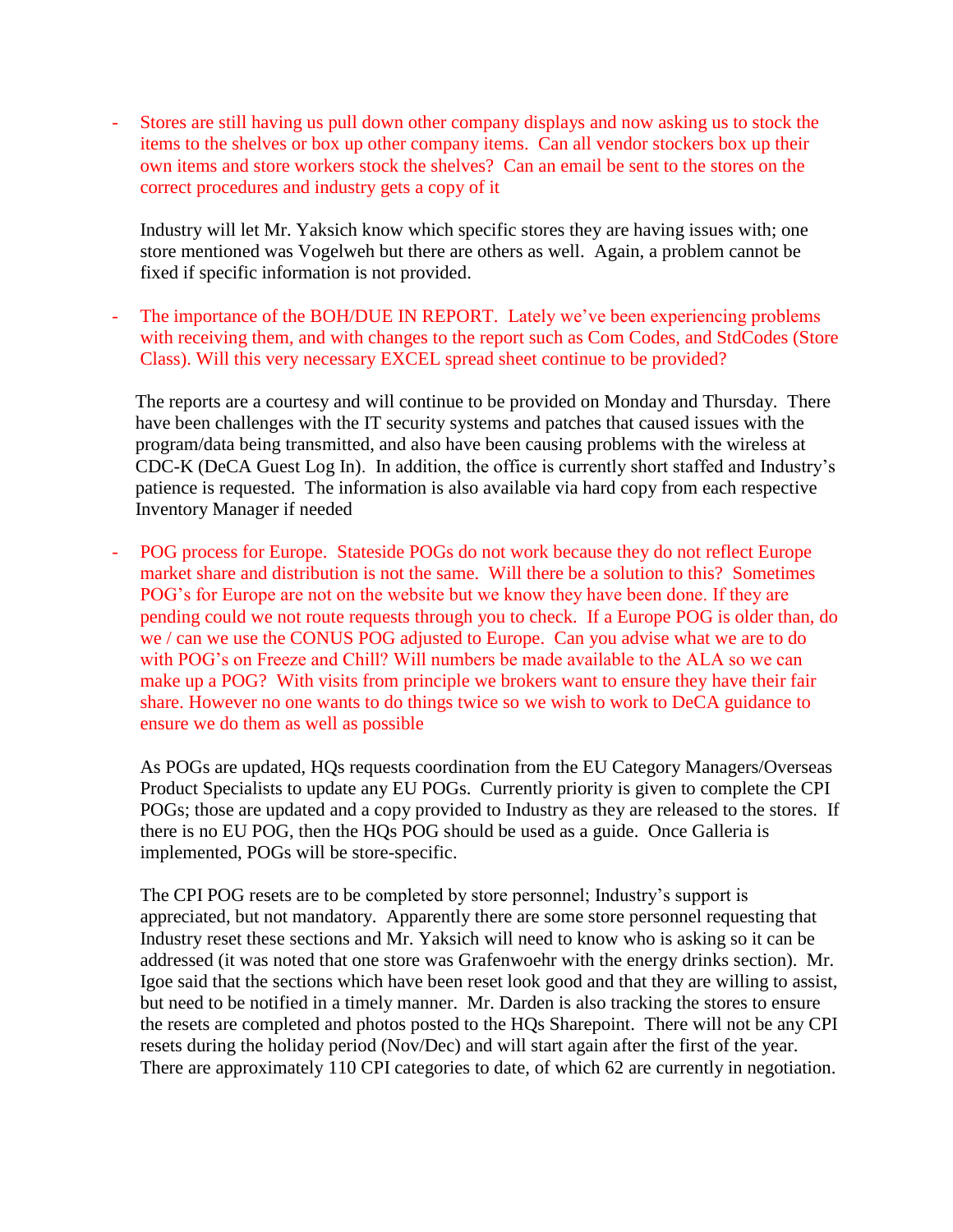- Stores are still having us pull down other company displays and now asking us to stock the items to the shelves or box up other company items. Can all vendor stockers box up their own items and store workers stock the shelves? Can an email be sent to the stores on the correct procedures and industry gets a copy of it

  Industry will let Mr. Yaksich know which specific stores they are having issues with; one store mentioned was Vogelweh but there are others as well. Again, a problem cannot be fixed if specific information is not provided.

- The importance of the BOH/DUE IN REPORT. Lately we've been experiencing problems with receiving them, and with changes to the report such as Com Codes, and StdCodes (Store Class). Will this very necessary EXCEL spread sheet continue to be provided?

  The reports are a courtesy and will continue to be provided on Monday and Thursday. There have been challenges with the IT security systems and patches that caused issues with the program/data being transmitted, and also have been causing problems with the wireless at CDC-K (DeCA Guest Log In). In addition, the office is currently short staffed and Industry's patience is requested. The information is also available via hard copy from each respective Inventory Manager if needed

- POG process for Europe. Stateside POGs do not work because they do not reflect Europe market share and distribution is not the same. Will there be a solution to this? Sometimes POG's for Europe are not on the website but we know they have been done. If they are pending could we not route requests through you to check. If a Europe POG is older than, do we / can we use the CONUS POG adjusted to Europe. Can you advise what we are to do with POG's on Freeze and Chill? Will numbers be made available to the ALA so we can make up a POG? With visits from principle we brokers want to ensure they have their fair share. However no one wants to do things twice so we wish to work to DeCA guidance to ensure we do them as well as possible

  As POGs are updated, HQs requests coordination from the EU Category Managers/Overseas Product Specialists to update any EU POGs. Currently priority is given to complete the CPI POGs; those are updated and a copy provided to Industry as they are released to the stores. If there is no EU POG, then the HQs POG should be used as a guide. Once Galleria is implemented, POGs will be store-specific.

  The CPI POG resets are to be completed by store personnel; Industry's support is appreciated, but not mandatory. Apparently there are some store personnel requesting that Industry reset these sections and Mr. Yaksich will need to know who is asking so it can be addressed (it was noted that one store was Grafenwoehr with the energy drinks section). Mr. Igoe said that the sections which have been reset look good and that they are willing to assist, but need to be notified in a timely manner. Mr. Darden is also tracking the stores to ensure the resets are completed and photos posted to the HQs Sharepoint. There will not be any CPI resets during the holiday period (Nov/Dec) and will start again after the first of the year. There are approximately 110 CPI categories to date, of which 62 are currently in negotiation.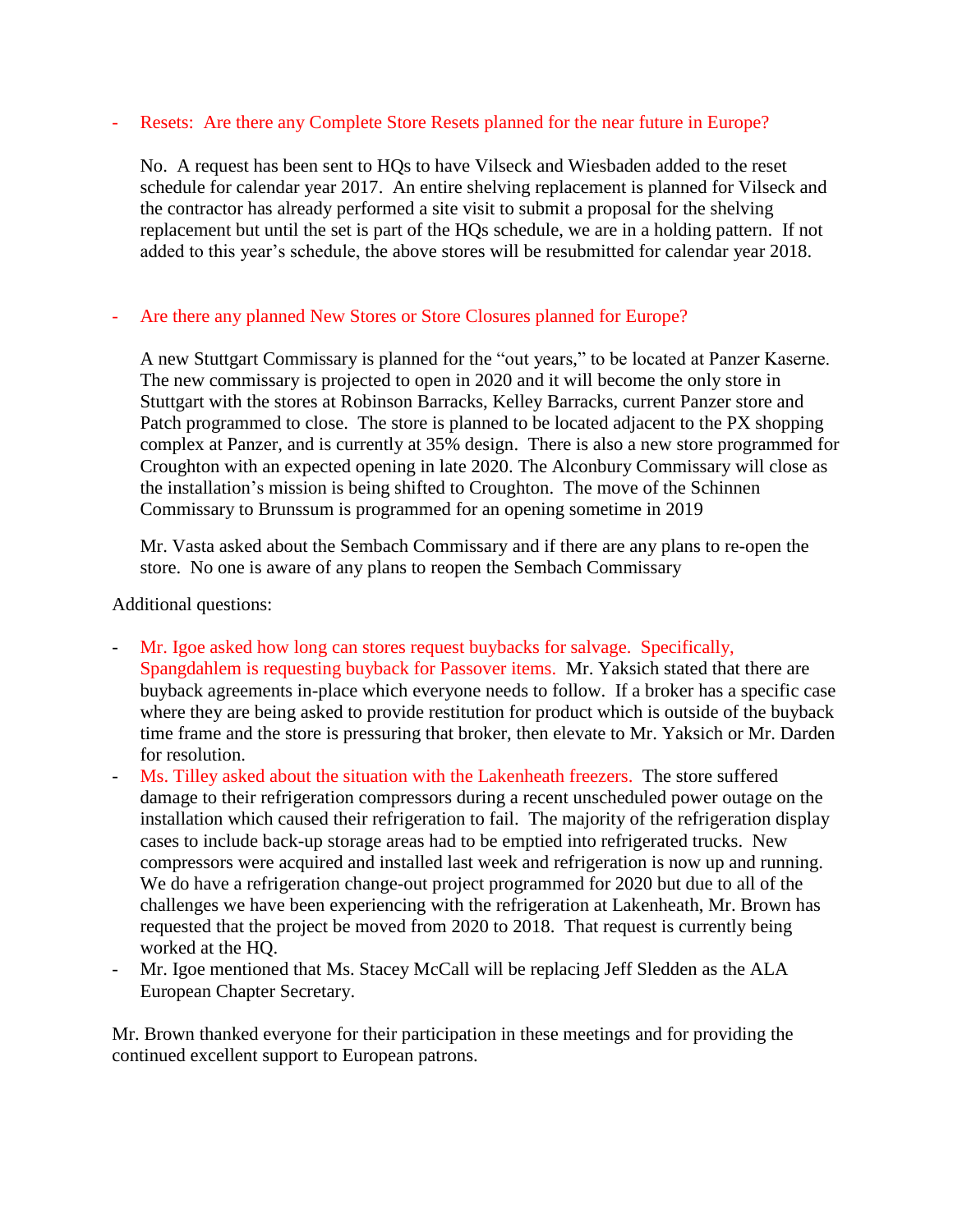- Resets: Are there any Complete Store Resets planned for the near future in Europe?

  No. A request has been sent to HQs to have Vilseck and Wiesbaden added to the reset schedule for calendar year 2017. An entire shelving replacement is planned for Vilseck and the contractor has already performed a site visit to submit a proposal for the shelving replacement but until the set is part of the HQs schedule, we are in a holding pattern. If not added to this year's schedule, the above stores will be resubmitted for calendar year 2018.

- Are there any planned New Stores or Store Closures planned for Europe?

  A new Stuttgart Commissary is planned for the "out years," to be located at Panzer Kaserne. The new commissary is projected to open in 2020 and it will become the only store in Stuttgart with the stores at Robinson Barracks, Kelley Barracks, current Panzer store and Patch programmed to close. The store is planned to be located adjacent to the PX shopping complex at Panzer, and is currently at 35% design. There is also a new store programmed for Croughton with an expected opening in late 2020. The Alconbury Commissary will close as the installation's mission is being shifted to Croughton. The move of the Schinnen Commissary to Brunssum is programmed for an opening sometime in 2019

  Mr. Vasta asked about the Sembach Commissary and if there are any plans to re-open the store. No one is aware of any plans to reopen the Sembach Commissary

Additional questions:

- Mr. Igoe asked how long can stores request buybacks for salvage. Specifically, Spangdahlem is requesting buyback for Passover items. Mr. Yaksich stated that there are buyback agreements in-place which everyone needs to follow. If a broker has a specific case where they are being asked to provide restitution for product which is outside of the buyback time frame and the store is pressuring that broker, then elevate to Mr. Yaksich or Mr. Darden for resolution.
- Ms. Tilley asked about the situation with the Lakenheath freezers. The store suffered damage to their refrigeration compressors during a recent unscheduled power outage on the installation which caused their refrigeration to fail. The majority of the refrigeration display cases to include back-up storage areas had to be emptied into refrigerated trucks. New compressors were acquired and installed last week and refrigeration is now up and running. We do have a refrigeration change-out project programmed for 2020 but due to all of the challenges we have been experiencing with the refrigeration at Lakenheath, Mr. Brown has requested that the project be moved from 2020 to 2018. That request is currently being worked at the HQ.
- Mr. Igoe mentioned that Ms. Stacey McCall will be replacing Jeff Sledden as the ALA European Chapter Secretary.

Mr. Brown thanked everyone for their participation in these meetings and for providing the continued excellent support to European patrons.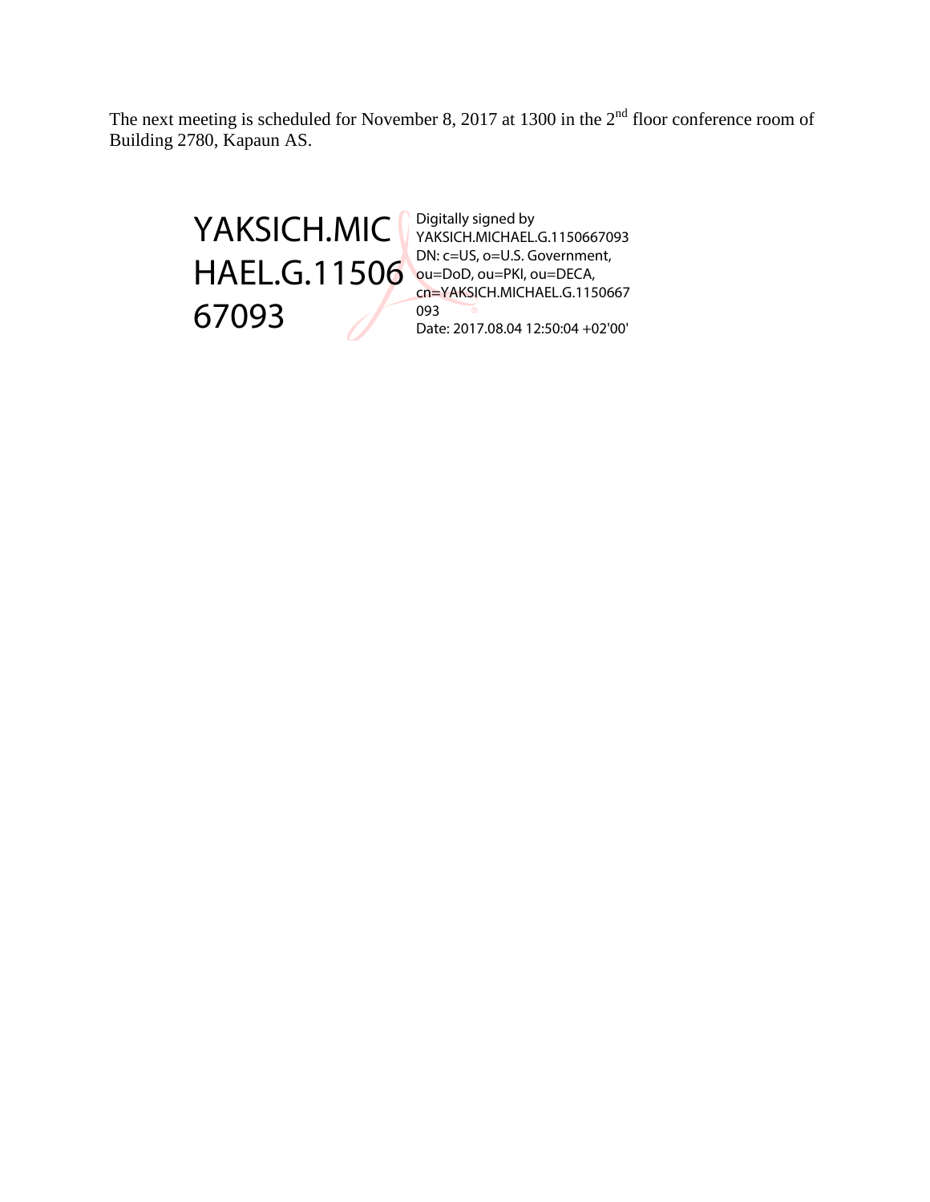The next meeting is scheduled for November 8, 2017 at 1300 in the 2nd floor conference room of Building 2780, Kapaun AS.

YAKSICH.MICHAEL.G.1150667093

Digitally signed by YAKSICH.MICHAEL.G.1150667093
DN: c=US, o=U.S. Government, ou=DoD, ou=PKI, ou=DECA, cn=YAKSICH.MICHAEL.G.1150667093
Date: 2017.08.04 12:50:04 +02'00'